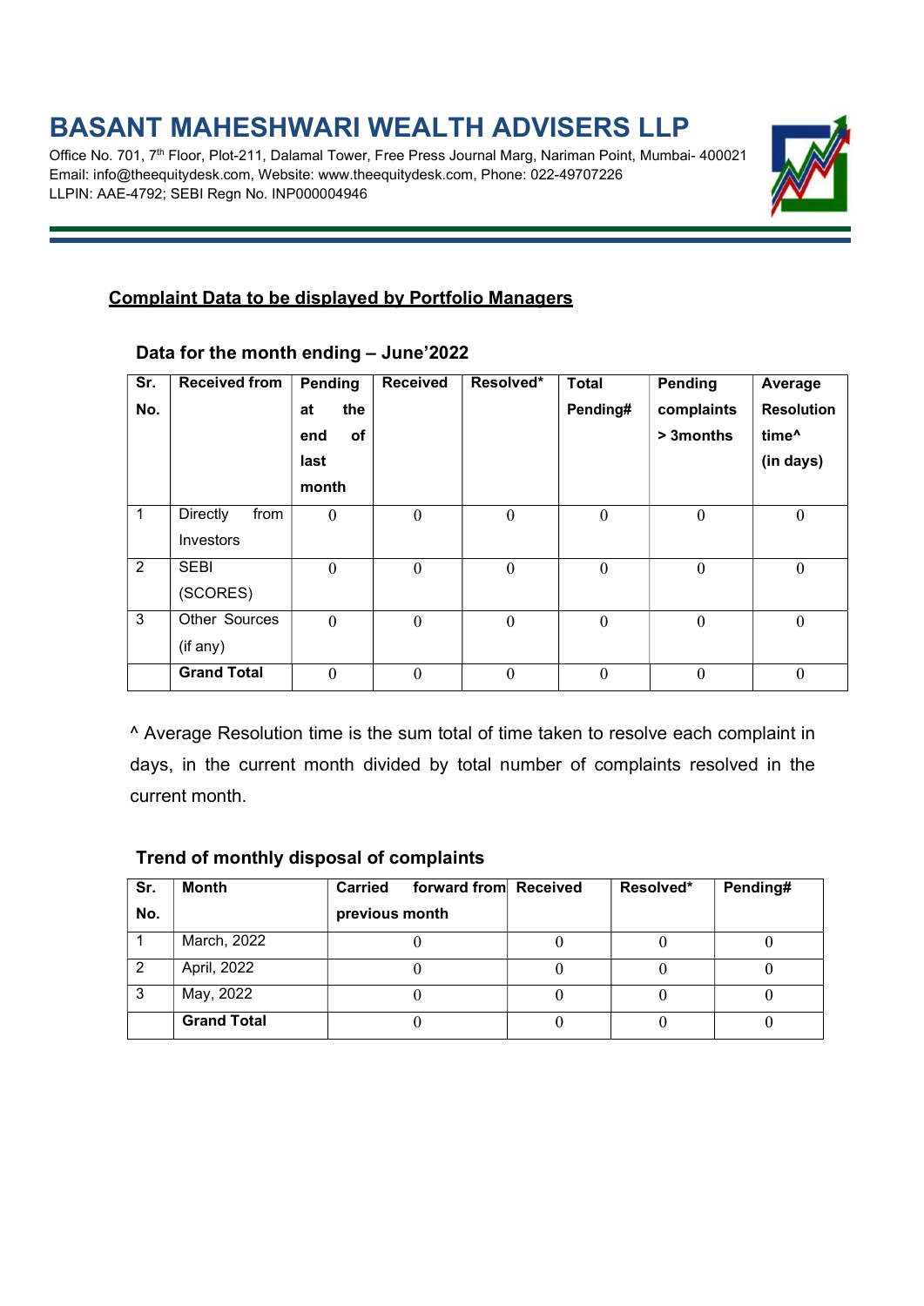# BASANT MAHESHWARI WEALTH ADVISERS LLP

Office No. 701, 7th Floor, Plot-211, Dalamal Tower, Free Press Journal Marg, Nariman Point, Mumbai- 400021
Email: info@theequitydesk.com, Website: www.theequitydesk.com, Phone: 022-49707226
LLPIN: AAE-4792; SEBI Regn No. INP000004946

## Complaint Data to be displayed by Portfolio Managers

### Data for the month ending – June'2022

| Sr. No. | Received from | Pending at the end of last month | Received | Resolved* | Total Pending# | Pending complaints > 3months | Average Resolution time^ (in days) |
|---|---|---|---|---|---|---|---|
| 1 | Directly from Investors | 0 | 0 | 0 | 0 | 0 | 0 |
| 2 | SEBI (SCORES) | 0 | 0 | 0 | 0 | 0 | 0 |
| 3 | Other Sources (if any) | 0 | 0 | 0 | 0 | 0 | 0 |
| | **Grand Total** | 0 | 0 | 0 | 0 | 0 | 0 |

^ Average Resolution time is the sum total of time taken to resolve each complaint in days, in the current month divided by total number of complaints resolved in the current month.

### Trend of monthly disposal of complaints

| Sr. No. | Month | Carried forward from previous month | Received | Resolved* | Pending# |
|---|---|---|---|---|---|
| 1 | March, 2022 | 0 | 0 | 0 | 0 |
| 2 | April, 2022 | 0 | 0 | 0 | 0 |
| 3 | May, 2022 | 0 | 0 | 0 | 0 |
| | **Grand Total** | 0 | 0 | 0 | 0 |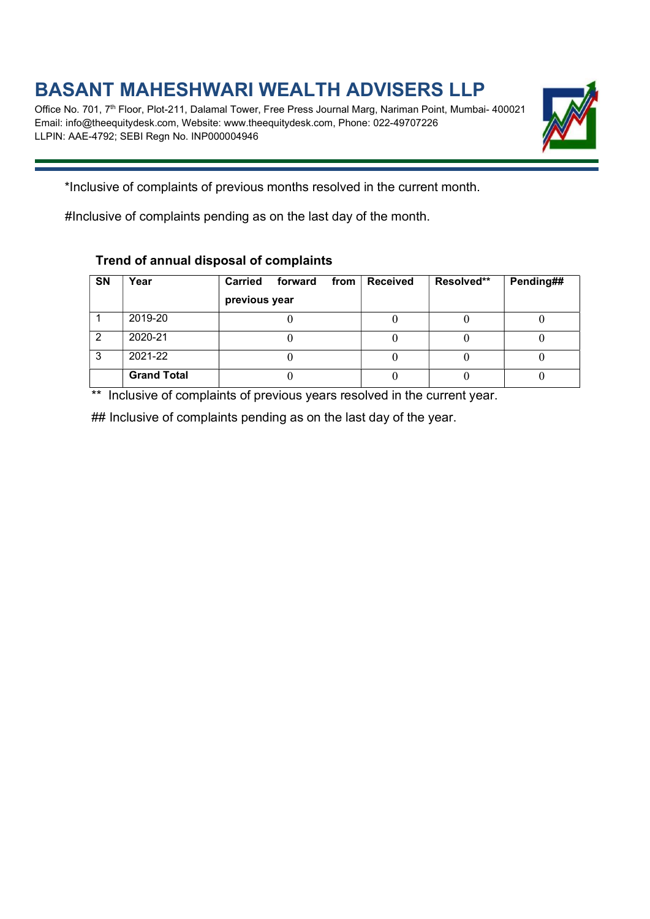# BASANT MAHESHWARI WEALTH ADVISERS LLP

Office No. 701, 7th Floor, Plot-211, Dalamal Tower, Free Press Journal Marg, Nariman Point, Mumbai- 400021
Email: info@theequitydesk.com, Website: www.theequitydesk.com, Phone: 022-49707226
LLPIN: AAE-4792; SEBI Regn No. INP000004946

*Inclusive of complaints of previous months resolved in the current month.

#Inclusive of complaints pending as on the last day of the month.

**Trend of annual disposal of complaints**

| SN | Year | Carried forward from previous year | Received | Resolved** | Pending## |
|---|---|---|---|---|---|
| 1 | 2019-20 | 0 | 0 | 0 | 0 |
| 2 | 2020-21 | 0 | 0 | 0 | 0 |
| 3 | 2021-22 | 0 | 0 | 0 | 0 |
| | **Grand Total** | 0 | 0 | 0 | 0 |

** Inclusive of complaints of previous years resolved in the current year.

## Inclusive of complaints pending as on the last day of the year.